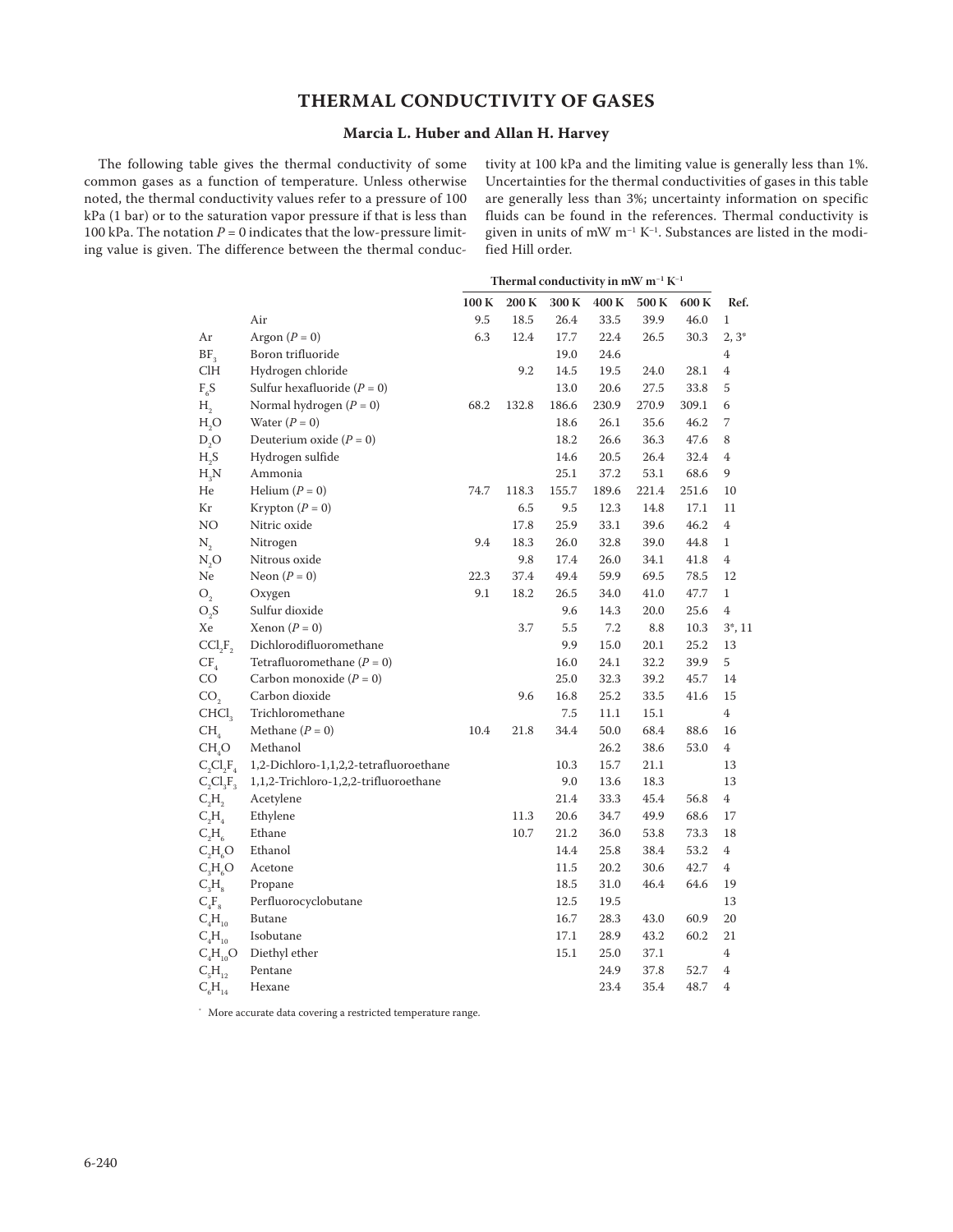# THERMAL CONDUCTIVITY OF GASES

**Marcia L. Huber and Allan H. Harvey**

The following table gives the thermal conductivity of some common gases as a function of temperature. Unless otherwise noted, the thermal conductivity values refer to a pressure of 100 kPa (1 bar) or to the saturation vapor pressure if that is less than 100 kPa. The notation $P = 0$ indicates that the low-pressure limiting value is given. The difference between the thermal conductivity at 100 kPa and the limiting value is generally less than 1%. Uncertainties for the thermal conductivities of gases in this table are generally less than 3%; uncertainty information on specific fluids can be found in the references. Thermal conductivity is given in units of mW $m^{-1}$ $K^{-1}$. Substances are listed in the modified Hill order.

| | | Thermal conductivity in mW $m^{-1}$ $K^{-1}$ | | | | | | |
|---|---|---|---|---|---|---|---|---|
| | | 100 K | 200 K | 300 K | 400 K | 500 K | 600 K | Ref. |
| | Air | 9.5 | 18.5 | 26.4 | 33.5 | 39.9 | 46.0 | 1 |
| Ar | Argon ($P = 0$) | 6.3 | 12.4 | 17.7 | 22.4 | 26.5 | 30.3 | 2, 3* |
| $BF_3$ | Boron trifluoride | | | 19.0 | 24.6 | | | 4 |
| ClH | Hydrogen chloride | | 9.2 | 14.5 | 19.5 | 24.0 | 28.1 | 4 |
| $F_6S$ | Sulfur hexafluoride ($P = 0$) | | | 13.0 | 20.6 | 27.5 | 33.8 | 5 |
| $H_2$ | Normal hydrogen ($P = 0$) | 68.2 | 132.8 | 186.6 | 230.9 | 270.9 | 309.1 | 6 |
| $H_2O$ | Water ($P = 0$) | | | 18.6 | 26.1 | 35.6 | 46.2 | 7 |
| $D_2O$ | Deuterium oxide ($P = 0$) | | | 18.2 | 26.6 | 36.3 | 47.6 | 8 |
| $H_2S$ | Hydrogen sulfide | | | 14.6 | 20.5 | 26.4 | 32.4 | 4 |
| $H_3N$ | Ammonia | | | 25.1 | 37.2 | 53.1 | 68.6 | 9 |
| He | Helium ($P = 0$) | 74.7 | 118.3 | 155.7 | 189.6 | 221.4 | 251.6 | 10 |
| Kr | Krypton ($P = 0$) | | 6.5 | 9.5 | 12.3 | 14.8 | 17.1 | 11 |
| NO | Nitric oxide | | 17.8 | 25.9 | 33.1 | 39.6 | 46.2 | 4 |
| $N_2$ | Nitrogen | 9.4 | 18.3 | 26.0 | 32.8 | 39.0 | 44.8 | 1 |
| $N_2O$ | Nitrous oxide | | 9.8 | 17.4 | 26.0 | 34.1 | 41.8 | 4 |
| Ne | Neon ($P = 0$) | 22.3 | 37.4 | 49.4 | 59.9 | 69.5 | 78.5 | 12 |
| $O_2$ | Oxygen | 9.1 | 18.2 | 26.5 | 34.0 | 41.0 | 47.7 | 1 |
| $O_2S$ | Sulfur dioxide | | | 9.6 | 14.3 | 20.0 | 25.6 | 4 |
| Xe | Xenon ($P = 0$) | | 3.7 | 5.5 | 7.2 | 8.8 | 10.3 | 3*, 11 |
| $CCl_2F_2$ | Dichlorodifluoromethane | | | 9.9 | 15.0 | 20.1 | 25.2 | 13 |
| $CF_4$ | Tetrafluoromethane ($P = 0$) | | | 16.0 | 24.1 | 32.2 | 39.9 | 5 |
| CO | Carbon monoxide ($P = 0$) | | | 25.0 | 32.3 | 39.2 | 45.7 | 14 |
| $CO_2$ | Carbon dioxide | | 9.6 | 16.8 | 25.2 | 33.5 | 41.6 | 15 |
| $CHCl_3$ | Trichloromethane | | | 7.5 | 11.1 | 15.1 | | 4 |
| $CH_4$ | Methane ($P = 0$) | 10.4 | 21.8 | 34.4 | 50.0 | 68.4 | 88.6 | 16 |
| $CH_4O$ | Methanol | | | | 26.2 | 38.6 | 53.0 | 4 |
| $C_2Cl_2F_4$ | 1,2-Dichloro-1,1,2,2-tetrafluoroethane | | | 10.3 | 15.7 | 21.1 | | 13 |
| $C_2Cl_3F_3$ | 1,1,2-Trichloro-1,2,2-trifluoroethane | | | 9.0 | 13.6 | 18.3 | | 13 |
| $C_2H_2$ | Acetylene | | | 21.4 | 33.3 | 45.4 | 56.8 | 4 |
| $C_2H_4$ | Ethylene | | 11.3 | 20.6 | 34.7 | 49.9 | 68.6 | 17 |
| $C_2H_6$ | Ethane | | 10.7 | 21.2 | 36.0 | 53.8 | 73.3 | 18 |
| $C_2H_6O$ | Ethanol | | | 14.4 | 25.8 | 38.4 | 53.2 | 4 |
| $C_3H_6O$ | Acetone | | | 11.5 | 20.2 | 30.6 | 42.7 | 4 |
| $C_3H_8$ | Propane | | | 18.5 | 31.0 | 46.4 | 64.6 | 19 |
| $C_4F_8$ | Perfluorocyclobutane | | | 12.5 | 19.5 | | | 13 |
| $C_4H_{10}$ | Butane | | | 16.7 | 28.3 | 43.0 | 60.9 | 20 |
| $C_4H_{10}$ | Isobutane | | | 17.1 | 28.9 | 43.2 | 60.2 | 21 |
| $C_4H_{10}O$ | Diethyl ether | | | 15.1 | 25.0 | 37.1 | | 4 |
| $C_5H_{12}$ | Pentane | | | | 24.9 | 37.8 | 52.7 | 4 |
| $C_6H_{14}$ | Hexane | | | | 23.4 | 35.4 | 48.7 | 4 |

\* More accurate data covering a restricted temperature range.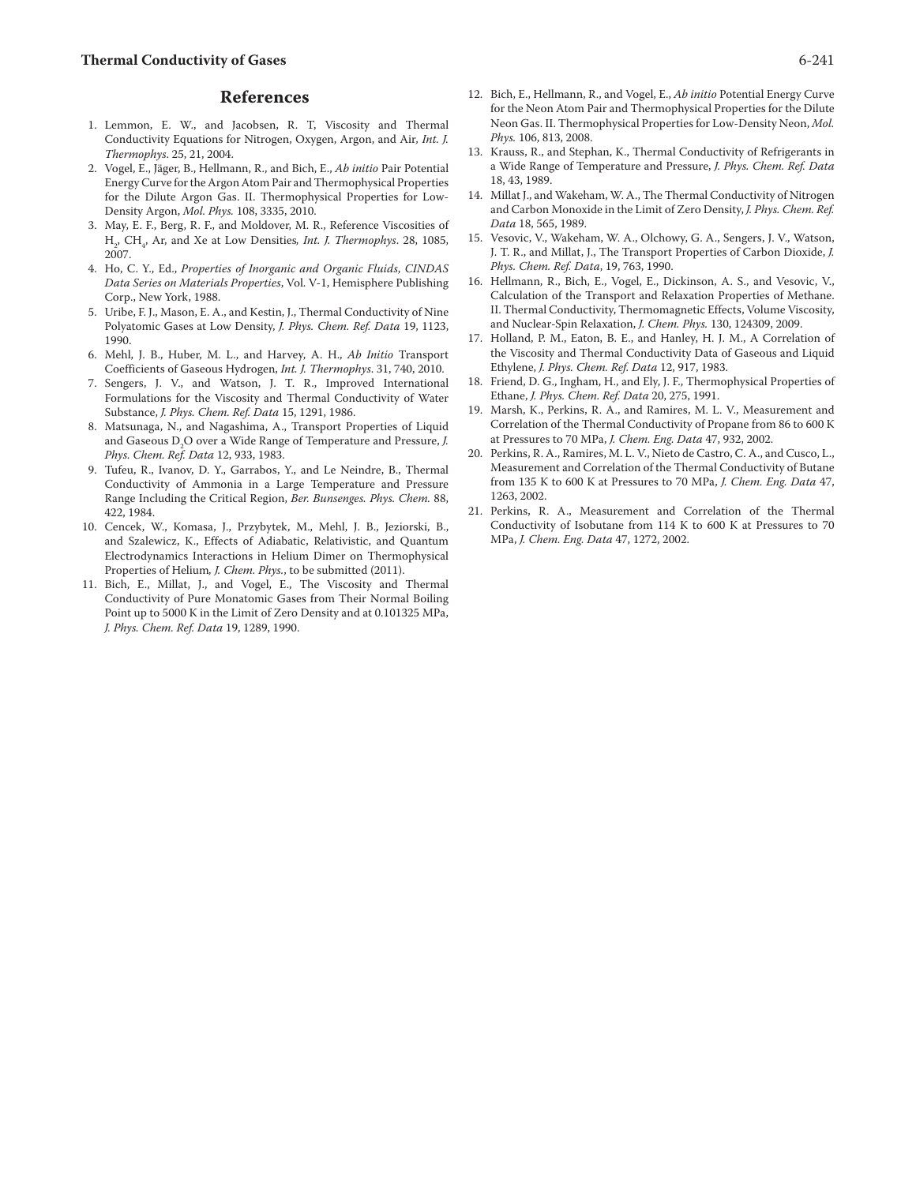## References

1. Lemmon, E. W., and Jacobsen, R. T, Viscosity and Thermal Conductivity Equations for Nitrogen, Oxygen, Argon, and Air, *Int. J. Thermophys*. 25, 21, 2004.
2. Vogel, E., Jäger, B., Hellmann, R., and Bich, E., *Ab initio* Pair Potential Energy Curve for the Argon Atom Pair and Thermophysical Properties for the Dilute Argon Gas. II. Thermophysical Properties for Low-Density Argon, *Mol. Phys.* 108, 3335, 2010.
3. May, E. F., Berg, R. F., and Moldover, M. R., Reference Viscosities of $H_2$, $CH_4$, Ar, and Xe at Low Densities, *Int. J. Thermophys*. 28, 1085, 2007.
4. Ho, C. Y., Ed., *Properties of Inorganic and Organic Fluids*, *CINDAS Data Series on Materials Properties*, Vol. V-1, Hemisphere Publishing Corp., New York, 1988.
5. Uribe, F. J., Mason, E. A., and Kestin, J., Thermal Conductivity of Nine Polyatomic Gases at Low Density, *J. Phys. Chem. Ref. Data* 19, 1123, 1990.
6. Mehl, J. B., Huber, M. L., and Harvey, A. H., *Ab Initio* Transport Coefficients of Gaseous Hydrogen, *Int. J. Thermophys*. 31, 740, 2010.
7. Sengers, J. V., and Watson, J. T. R., Improved International Formulations for the Viscosity and Thermal Conductivity of Water Substance, *J. Phys. Chem. Ref. Data* 15, 1291, 1986.
8. Matsunaga, N., and Nagashima, A., Transport Properties of Liquid and Gaseous $D_2O$ over a Wide Range of Temperature and Pressure, *J. Phys. Chem. Ref. Data* 12, 933, 1983.
9. Tufeu, R., Ivanov, D. Y., Garrabos, Y., and Le Neindre, B., Thermal Conductivity of Ammonia in a Large Temperature and Pressure Range Including the Critical Region, *Ber. Bunsenges. Phys. Chem.* 88, 422, 1984.
10. Cencek, W., Komasa, J., Przybytek, M., Mehl, J. B., Jeziorski, B., and Szalewicz, K., Effects of Adiabatic, Relativistic, and Quantum Electrodynamics Interactions in Helium Dimer on Thermophysical Properties of Helium, *J. Chem. Phys.*, to be submitted (2011).
11. Bich, E., Millat, J., and Vogel, E., The Viscosity and Thermal Conductivity of Pure Monatomic Gases from Their Normal Boiling Point up to 5000 K in the Limit of Zero Density and at 0.101325 MPa, *J. Phys. Chem. Ref. Data* 19, 1289, 1990.
12. Bich, E., Hellmann, R., and Vogel, E., *Ab initio* Potential Energy Curve for the Neon Atom Pair and Thermophysical Properties for the Dilute Neon Gas. II. Thermophysical Properties for Low-Density Neon, *Mol. Phys.* 106, 813, 2008.
13. Krauss, R., and Stephan, K., Thermal Conductivity of Refrigerants in a Wide Range of Temperature and Pressure, *J. Phys. Chem. Ref. Data* 18, 43, 1989.
14. Millat J., and Wakeham, W. A., The Thermal Conductivity of Nitrogen and Carbon Monoxide in the Limit of Zero Density, *J. Phys. Chem. Ref. Data* 18, 565, 1989.
15. Vesovic, V., Wakeham, W. A., Olchowy, G. A., Sengers, J. V., Watson, J. T. R., and Millat, J., The Transport Properties of Carbon Dioxide, *J. Phys. Chem. Ref. Data*, 19, 763, 1990.
16. Hellmann, R., Bich, E., Vogel, E., Dickinson, A. S., and Vesovic, V., Calculation of the Transport and Relaxation Properties of Methane. II. Thermal Conductivity, Thermomagnetic Effects, Volume Viscosity, and Nuclear-Spin Relaxation, *J. Chem. Phys.* 130, 124309, 2009.
17. Holland, P. M., Eaton, B. E., and Hanley, H. J. M., A Correlation of the Viscosity and Thermal Conductivity Data of Gaseous and Liquid Ethylene, *J. Phys. Chem. Ref. Data* 12, 917, 1983.
18. Friend, D. G., Ingham, H., and Ely, J. F., Thermophysical Properties of Ethane, *J. Phys. Chem. Ref. Data* 20, 275, 1991.
19. Marsh, K., Perkins, R. A., and Ramires, M. L. V., Measurement and Correlation of the Thermal Conductivity of Propane from 86 to 600 K at Pressures to 70 MPa, *J. Chem. Eng. Data* 47, 932, 2002.
20. Perkins, R. A., Ramires, M. L. V., Nieto de Castro, C. A., and Cusco, L., Measurement and Correlation of the Thermal Conductivity of Butane from 135 K to 600 K at Pressures to 70 MPa, *J. Chem. Eng. Data* 47, 1263, 2002.
21. Perkins, R. A., Measurement and Correlation of the Thermal Conductivity of Isobutane from 114 K to 600 K at Pressures to 70 MPa, *J. Chem. Eng. Data* 47, 1272, 2002.